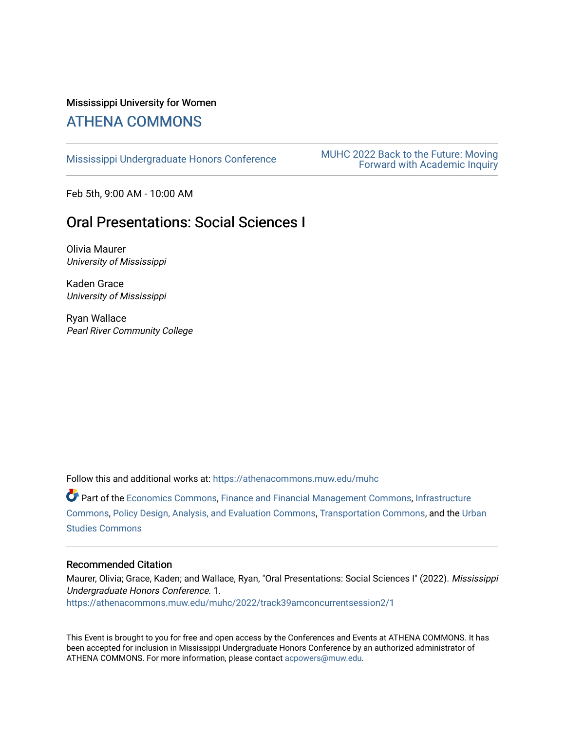Mississippi University for Women

## ATHENA COMMONS

Mississippi Undergraduate Honors Conference

MUHC 2022 Back to the Future: Moving Forward with Academic Inquiry

Feb 5th, 9:00 AM - 10:00 AM

# Oral Presentations: Social Sciences I

Olivia Maurer
*University of Mississippi*

Kaden Grace
*University of Mississippi*

Ryan Wallace
*Pearl River Community College*

Follow this and additional works at: https://athenacommons.muw.edu/muhc

Part of the Economics Commons, Finance and Financial Management Commons, Infrastructure Commons, Policy Design, Analysis, and Evaluation Commons, Transportation Commons, and the Urban Studies Commons

### Recommended Citation

Maurer, Olivia; Grace, Kaden; and Wallace, Ryan, "Oral Presentations: Social Sciences I" (2022). *Mississippi Undergraduate Honors Conference*. 1.
https://athenacommons.muw.edu/muhc/2022/track39amconcurrentsession2/1

This Event is brought to you for free and open access by the Conferences and Events at ATHENA COMMONS. It has been accepted for inclusion in Mississippi Undergraduate Honors Conference by an authorized administrator of ATHENA COMMONS. For more information, please contact acpowers@muw.edu.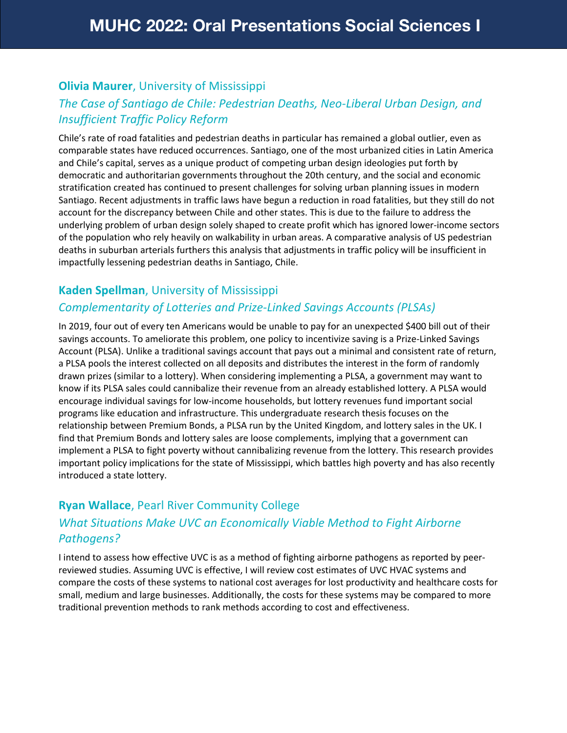# MUHC 2022: Oral Presentations Social Sciences I

## **Olivia Maurer**, University of Mississippi

### *The Case of Santiago de Chile: Pedestrian Deaths, Neo-Liberal Urban Design, and Insufficient Traffic Policy Reform*

Chile's rate of road fatalities and pedestrian deaths in particular has remained a global outlier, even as comparable states have reduced occurrences. Santiago, one of the most urbanized cities in Latin America and Chile's capital, serves as a unique product of competing urban design ideologies put forth by democratic and authoritarian governments throughout the 20th century, and the social and economic stratification created has continued to present challenges for solving urban planning issues in modern Santiago. Recent adjustments in traffic laws have begun a reduction in road fatalities, but they still do not account for the discrepancy between Chile and other states. This is due to the failure to address the underlying problem of urban design solely shaped to create profit which has ignored lower-income sectors of the population who rely heavily on walkability in urban areas. A comparative analysis of US pedestrian deaths in suburban arterials furthers this analysis that adjustments in traffic policy will be insufficient in impactfully lessening pedestrian deaths in Santiago, Chile.

## **Kaden Spellman**, University of Mississippi

### *Complementarity of Lotteries and Prize-Linked Savings Accounts (PLSAs)*

In 2019, four out of every ten Americans would be unable to pay for an unexpected $400 bill out of their savings accounts. To ameliorate this problem, one policy to incentivize saving is a Prize-Linked Savings Account (PLSA). Unlike a traditional savings account that pays out a minimal and consistent rate of return, a PLSA pools the interest collected on all deposits and distributes the interest in the form of randomly drawn prizes (similar to a lottery). When considering implementing a PLSA, a government may want to know if its PLSA sales could cannibalize their revenue from an already established lottery. A PLSA would encourage individual savings for low-income households, but lottery revenues fund important social programs like education and infrastructure. This undergraduate research thesis focuses on the relationship between Premium Bonds, a PLSA run by the United Kingdom, and lottery sales in the UK. I find that Premium Bonds and lottery sales are loose complements, implying that a government can implement a PLSA to fight poverty without cannibalizing revenue from the lottery. This research provides important policy implications for the state of Mississippi, which battles high poverty and has also recently introduced a state lottery.

## **Ryan Wallace**, Pearl River Community College

### *What Situations Make UVC an Economically Viable Method to Fight Airborne Pathogens?*

I intend to assess how effective UVC is as a method of fighting airborne pathogens as reported by peer-reviewed studies. Assuming UVC is effective, I will review cost estimates of UVC HVAC systems and compare the costs of these systems to national cost averages for lost productivity and healthcare costs for small, medium and large businesses. Additionally, the costs for these systems may be compared to more traditional prevention methods to rank methods according to cost and effectiveness.